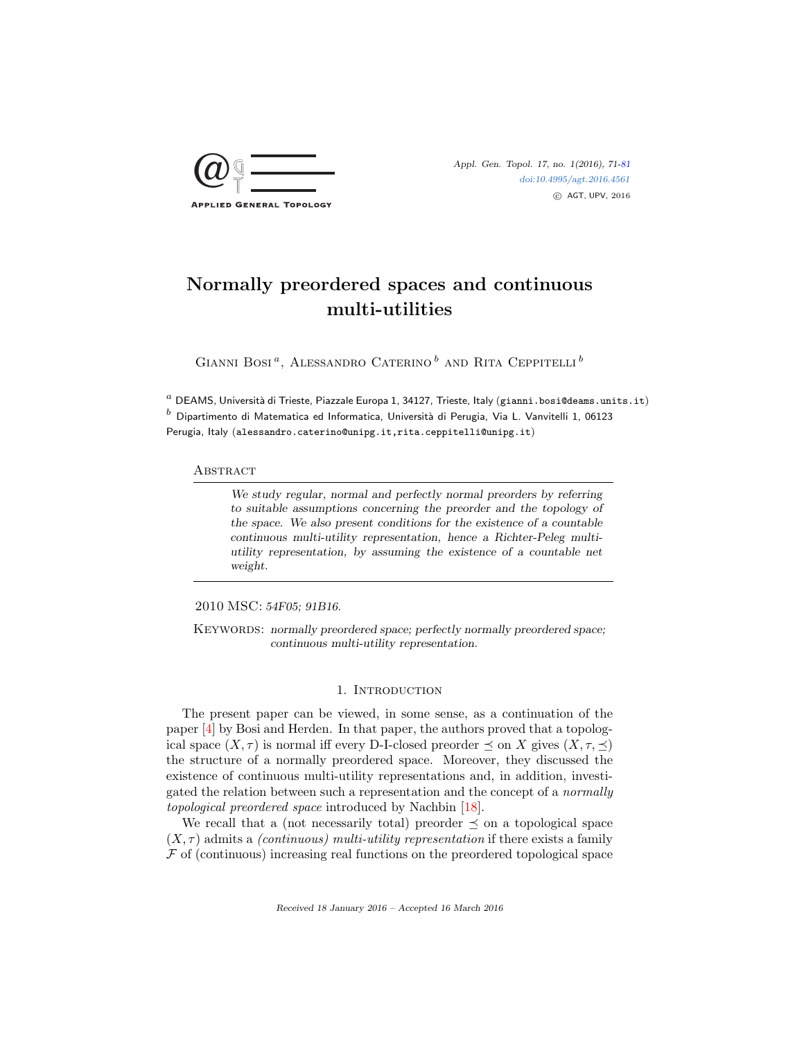# Normally preordered spaces and continuous multi-utilities

Gianni Bosi [a], Alessandro Caterino [b] and Rita Ceppitelli [b]

[a] DEAMS, Università di Trieste, Piazzale Europa 1, 34127, Trieste, Italy (gianni.bosi@deams.units.it)
[b] Dipartimento di Matematica ed Informatica, Università di Perugia, Via L. Vanvitelli 1, 06123 Perugia, Italy (alessandro.caterino@unipg.it,rita.ceppitelli@unipg.it)

## Abstract

*We study regular, normal and perfectly normal preorders by referring to suitable assumptions concerning the preorder and the topology of the space. We also present conditions for the existence of a countable continuous multi-utility representation, hence a Richter-Peleg multi-utility representation, by assuming the existence of a countable net weight.*

2010 MSC: *54F05; 91B16.*

Keywords: *normally preordered space; perfectly normally preordered space; continuous multi-utility representation.*

## 1. Introduction

The present paper can be viewed, in some sense, as a continuation of the paper [4] by Bosi and Herden. In that paper, the authors proved that a topological space $(X, \tau)$ is normal iff every D-I-closed preorder $\preceq$ on $X$ gives $(X, \tau, \preceq)$ the structure of a normally preordered space. Moreover, they discussed the existence of continuous multi-utility representations and, in addition, investigated the relation between such a representation and the concept of a *normally topological preordered space* introduced by Nachbin [18].

We recall that a (not necessarily total) preorder $\preceq$ on a topological space $(X, \tau)$ admits a *(continuous) multi-utility representation* if there exists a family $\mathcal{F}$ of (continuous) increasing real functions on the preordered topological space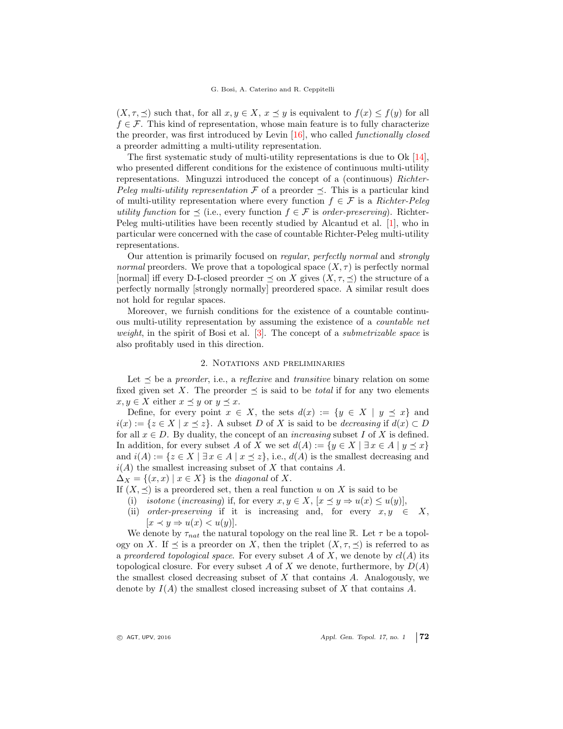$(X, \tau, \preceq)$ such that, for all $x, y \in X$, $x \preceq y$ is equivalent to $f(x) \leq f(y)$ for all $f \in \mathcal{F}$. This kind of representation, whose main feature is to fully characterize the preorder, was first introduced by Levin [16], who called *functionally closed* a preorder admitting a multi-utility representation.

The first systematic study of multi-utility representations is due to Ok [14], who presented different conditions for the existence of continuous multi-utility representations. Minguzzi introduced the concept of a (continuous) *Richter-Peleg multi-utility representation* $\mathcal{F}$ of a preorder $\preceq$. This is a particular kind of multi-utility representation where every function $f \in \mathcal{F}$ is a *Richter-Peleg utility function* for $\preceq$ (i.e., every function $f \in \mathcal{F}$ is *order-preserving*). Richter-Peleg multi-utilities have been recently studied by Alcantud et al. [1], who in particular were concerned with the case of countable Richter-Peleg multi-utility representations.

Our attention is primarily focused on *regular*, *perfectly normal* and *strongly normal* preorders. We prove that a topological space $(X, \tau)$ is perfectly normal [normal] iff every D-I-closed preorder $\preceq$ on $X$ gives $(X, \tau, \preceq)$ the structure of a perfectly normally [strongly normally] preordered space. A similar result does not hold for regular spaces.

Moreover, we furnish conditions for the existence of a countable continuous multi-utility representation by assuming the existence of a *countable net weight*, in the spirit of Bosi et al. [3]. The concept of a *submetrizable space* is also profitably used in this direction.

## 2. Notations and preliminaries

Let $\preceq$ be a *preorder*, i.e., a *reflexive* and *transitive* binary relation on some fixed given set $X$. The preorder $\preceq$ is said to be *total* if for any two elements $x, y \in X$ either $x \preceq y$ or $y \preceq x$.

Define, for every point $x \in X$, the sets $d(x) := \{y \in X \mid y \preceq x\}$ and $i(x) := \{z \in X \mid x \preceq z\}$. A subset $D$ of $X$ is said to be *decreasing* if $d(x) \subset D$ for all $x \in D$. By duality, the concept of an *increasing* subset $I$ of $X$ is defined. In addition, for every subset $A$ of $X$ we set $d(A) := \{y \in X \mid \exists x \in A \mid y \preceq x\}$ and $i(A) := \{z \in X \mid \exists x \in A \mid x \preceq z\}$, i.e., $d(A)$ is the smallest decreasing and $i(A)$ the smallest increasing subset of $X$ that contains $A$.

$\Delta_X = \{(x, x) \mid x \in X\}$ is the *diagonal* of $X$.

If $(X, \preceq)$ is a preordered set, then a real function $u$ on $X$ is said to be

(i) *isotone* (*increasing*) if, for every $x, y \in X$, $[x \preceq y \Rightarrow u(x) \leq u(y)]$,

(ii) *order-preserving* if it is increasing and, for every $x, y \in X$, $[x \prec y \Rightarrow u(x) < u(y)]$.

We denote by $\tau_{nat}$ the natural topology on the real line $\mathbb{R}$. Let $\tau$ be a topology on $X$. If $\preceq$ is a preorder on $X$, then the triplet $(X, \tau, \preceq)$ is referred to as a *preordered topological space*. For every subset $A$ of $X$, we denote by $cl(A)$ its topological closure. For every subset $A$ of $X$ we denote, furthermore, by $D(A)$ the smallest closed decreasing subset of $X$ that contains $A$. Analogously, we denote by $I(A)$ the smallest closed increasing subset of $X$ that contains $A$.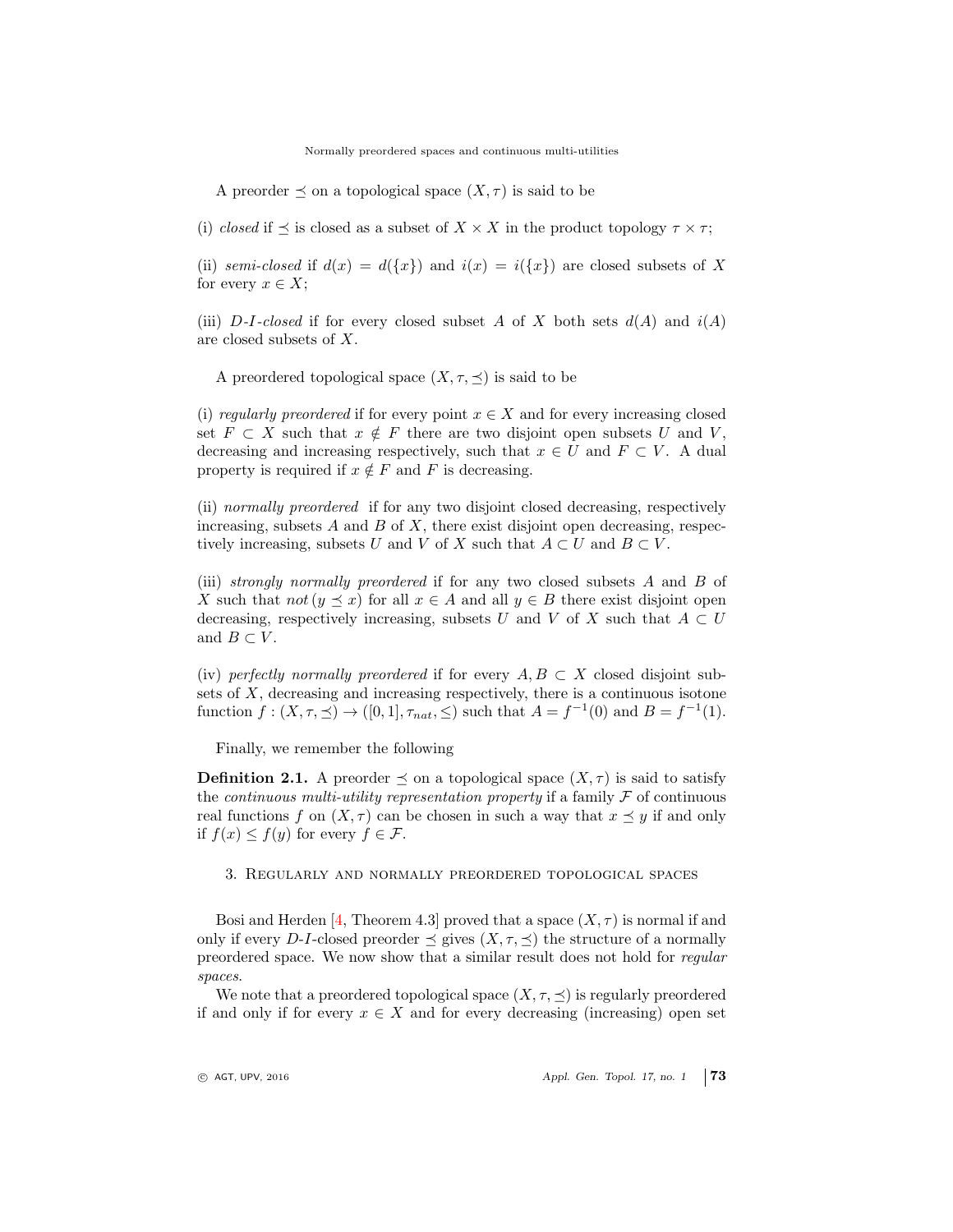A preorder $\preceq$ on a topological space $(X, \tau)$ is said to be

(i) *closed* if $\preceq$ is closed as a subset of $X \times X$ in the product topology $\tau \times \tau$;

(ii) *semi-closed* if $d(x) = d(\{x\})$ and $i(x) = i(\{x\})$ are closed subsets of $X$ for every $x \in X$;

(iii) *D-I-closed* if for every closed subset $A$ of $X$ both sets $d(A)$ and $i(A)$ are closed subsets of $X$.

A preordered topological space $(X, \tau, \preceq)$ is said to be

(i) *regularly preordered* if for every point $x \in X$ and for every increasing closed set $F \subset X$ such that $x \notin F$ there are two disjoint open subsets $U$ and $V$, decreasing and increasing respectively, such that $x \in U$ and $F \subset V$. A dual property is required if $x \notin F$ and $F$ is decreasing.

(ii) *normally preordered* if for any two disjoint closed decreasing, respectively increasing, subsets $A$ and $B$ of $X$, there exist disjoint open decreasing, respectively increasing, subsets $U$ and $V$ of $X$ such that $A \subset U$ and $B \subset V$.

(iii) *strongly normally preordered* if for any two closed subsets $A$ and $B$ of $X$ such that *not* $(y \preceq x)$ for all $x \in A$ and all $y \in B$ there exist disjoint open decreasing, respectively increasing, subsets $U$ and $V$ of $X$ such that $A \subset U$ and $B \subset V$.

(iv) *perfectly normally preordered* if for every $A, B \subset X$ closed disjoint subsets of $X$, decreasing and increasing respectively, there is a continuous isotone function $f : (X, \tau, \preceq) \to ([0, 1], \tau_{nat}, \leq)$ such that $A = f^{-1}(0)$ and $B = f^{-1}(1)$.

Finally, we remember the following

**Definition 2.1.** A preorder $\preceq$ on a topological space $(X, \tau)$ is said to satisfy the *continuous multi-utility representation property* if a family $\mathcal{F}$ of continuous real functions $f$ on $(X, \tau)$ can be chosen in such a way that $x \preceq y$ if and only if $f(x) \leq f(y)$ for every $f \in \mathcal{F}$.

## 3. Regularly and normally preordered topological spaces

Bosi and Herden [4, Theorem 4.3] proved that a space $(X, \tau)$ is normal if and only if every *D-I*-closed preorder $\preceq$ gives $(X, \tau, \preceq)$ the structure of a normally preordered space. We now show that a similar result does not hold for *regular spaces*.

We note that a preordered topological space $(X, \tau, \preceq)$ is regularly preordered if and only if for every $x \in X$ and for every decreasing (increasing) open set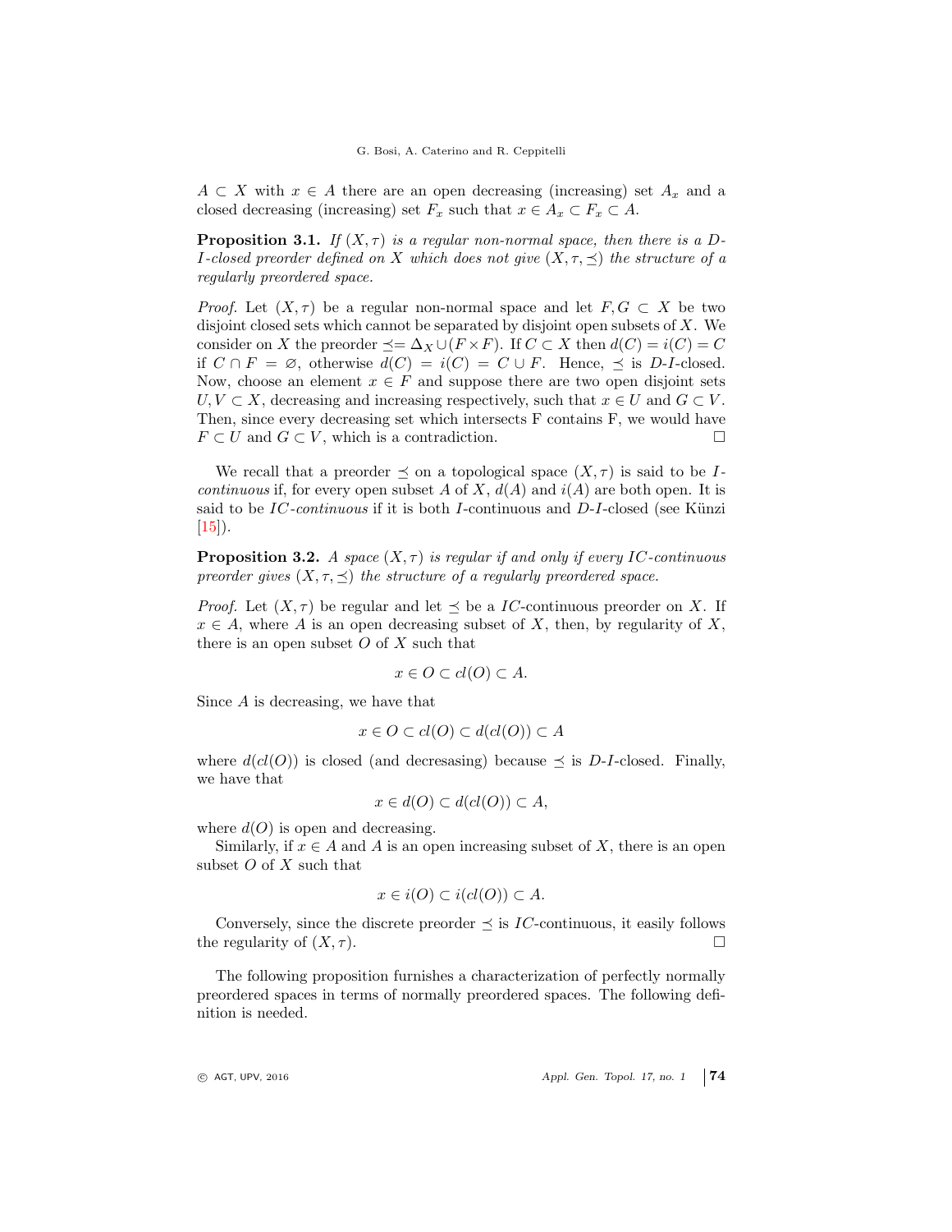$A \subset X$ with $x \in A$ there are an open decreasing (increasing) set $A_x$ and a closed decreasing (increasing) set $F_x$ such that $x \in A_x \subset F_x \subset A$.

**Proposition 3.1.** *If $(X, \tau)$ is a regular non-normal space, then there is a D-I-closed preorder defined on $X$ which does not give $(X, \tau, \preceq)$ the structure of a regularly preordered space.*

*Proof.* Let $(X, \tau)$ be a regular non-normal space and let $F, G \subset X$ be two disjoint closed sets which cannot be separated by disjoint open subsets of $X$. We consider on $X$ the preorder $\preceq = \Delta_X \cup (F \times F)$. If $C \subset X$ then $d(C) = i(C) = C$ if $C \cap F = \varnothing$, otherwise $d(C) = i(C) = C \cup F$. Hence, $\preceq$ is $D$-$I$-closed. Now, choose an element $x \in F$ and suppose there are two open disjoint sets $U, V \subset X$, decreasing and increasing respectively, such that $x \in U$ and $G \subset V$. Then, since every decreasing set which intersects F contains F, we would have $F \subset U$ and $G \subset V$, which is a contradiction. □

We recall that a preorder $\preceq$ on a topological space $(X, \tau)$ is said to be *I-continuous* if, for every open subset $A$ of $X$, $d(A)$ and $i(A)$ are both open. It is said to be *IC-continuous* if it is both $I$-continuous and $D$-$I$-closed (see Künzi [15]).

**Proposition 3.2.** *A space $(X, \tau)$ is regular if and only if every IC-continuous preorder gives $(X, \tau, \preceq)$ the structure of a regularly preordered space.*

*Proof.* Let $(X, \tau)$ be regular and let $\preceq$ be a $IC$-continuous preorder on $X$. If $x \in A$, where $A$ is an open decreasing subset of $X$, then, by regularity of $X$, there is an open subset $O$ of $X$ such that

$$x \in O \subset cl(O) \subset A.$$

Since $A$ is decreasing, we have that

$$x \in O \subset cl(O) \subset d(cl(O)) \subset A$$

where $d(cl(O))$ is closed (and decresasing) because $\preceq$ is $D$-$I$-closed. Finally, we have that

$$x \in d(O) \subset d(cl(O)) \subset A,$$

where $d(O)$ is open and decreasing.

Similarly, if $x \in A$ and $A$ is an open increasing subset of $X$, there is an open subset $O$ of $X$ such that

$$x \in i(O) \subset i(cl(O)) \subset A.$$

Conversely, since the discrete preorder $\preceq$ is $IC$-continuous, it easily follows the regularity of $(X, \tau)$. □

The following proposition furnishes a characterization of perfectly normally preordered spaces in terms of normally preordered spaces. The following definition is needed.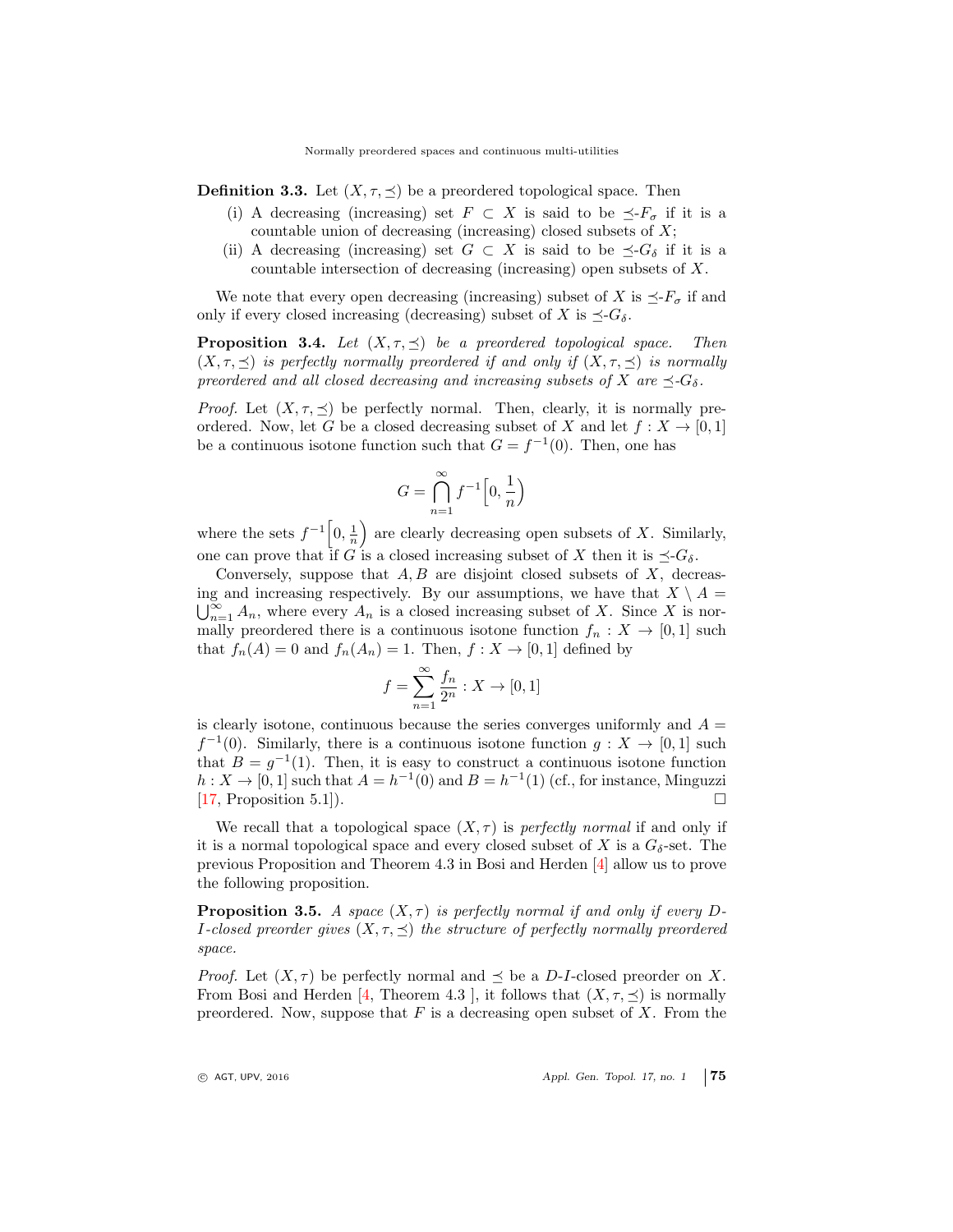**Definition 3.3.** Let $(X, \tau, \preceq)$ be a preordered topological space. Then

(i) A decreasing (increasing) set $F \subset X$ is said to be $\preceq$-$F_\sigma$ if it is a countable union of decreasing (increasing) closed subsets of $X$;

(ii) A decreasing (increasing) set $G \subset X$ is said to be $\preceq$-$G_\delta$ if it is a countable intersection of decreasing (increasing) open subsets of $X$.

We note that every open decreasing (increasing) subset of $X$ is $\preceq$-$F_\sigma$ if and only if every closed increasing (decreasing) subset of $X$ is $\preceq$-$G_\delta$.

**Proposition 3.4.** *Let $(X, \tau, \preceq)$ be a preordered topological space. Then $(X, \tau, \preceq)$ is perfectly normally preordered if and only if $(X, \tau, \preceq)$ is normally preordered and all closed decreasing and increasing subsets of $X$ are $\preceq$-$G_\delta$.*

*Proof.* Let $(X, \tau, \preceq)$ be perfectly normal. Then, clearly, it is normally preordered. Now, let $G$ be a closed decreasing subset of $X$ and let $f : X \to [0, 1]$ be a continuous isotone function such that $G = f^{-1}(0)$. Then, one has

$$G = \bigcap_{n=1}^{\infty} f^{-1}\Big[0, \frac{1}{n}\Big)$$

where the sets $f^{-1}\Big[0, \frac{1}{n}\Big)$ are clearly decreasing open subsets of $X$. Similarly, one can prove that if $G$ is a closed increasing subset of $X$ then it is $\preceq$-$G_\delta$.

Conversely, suppose that $A, B$ are disjoint closed subsets of $X$, decreasing and increasing respectively. By our assumptions, we have that $X \setminus A = \bigcup_{n=1}^{\infty} A_n$, where every $A_n$ is a closed increasing subset of $X$. Since $X$ is normally preordered there is a continuous isotone function $f_n : X \to [0, 1]$ such that $f_n(A) = 0$ and $f_n(A_n) = 1$. Then, $f : X \to [0, 1]$ defined by

$$f = \sum_{n=1}^{\infty} \frac{f_n}{2^n} : X \to [0, 1]$$

is clearly isotone, continuous because the series converges uniformly and $A = f^{-1}(0)$. Similarly, there is a continuous isotone function $g : X \to [0, 1]$ such that $B = g^{-1}(1)$. Then, it is easy to construct a continuous isotone function $h : X \to [0, 1]$ such that $A = h^{-1}(0)$ and $B = h^{-1}(1)$ (cf., for instance, Minguzzi [17, Proposition 5.1]). □

We recall that a topological space $(X, \tau)$ is *perfectly normal* if and only if it is a normal topological space and every closed subset of $X$ is a $G_\delta$-set. The previous Proposition and Theorem 4.3 in Bosi and Herden [4] allow us to prove the following proposition.

**Proposition 3.5.** *A space $(X, \tau)$ is perfectly normal if and only if every D-I-closed preorder gives $(X, \tau, \preceq)$ the structure of perfectly normally preordered space.*

*Proof.* Let $(X, \tau)$ be perfectly normal and $\preceq$ be a *D-I*-closed preorder on $X$. From Bosi and Herden [4, Theorem 4.3 ], it follows that $(X, \tau, \preceq)$ is normally preordered. Now, suppose that $F$ is a decreasing open subset of $X$. From the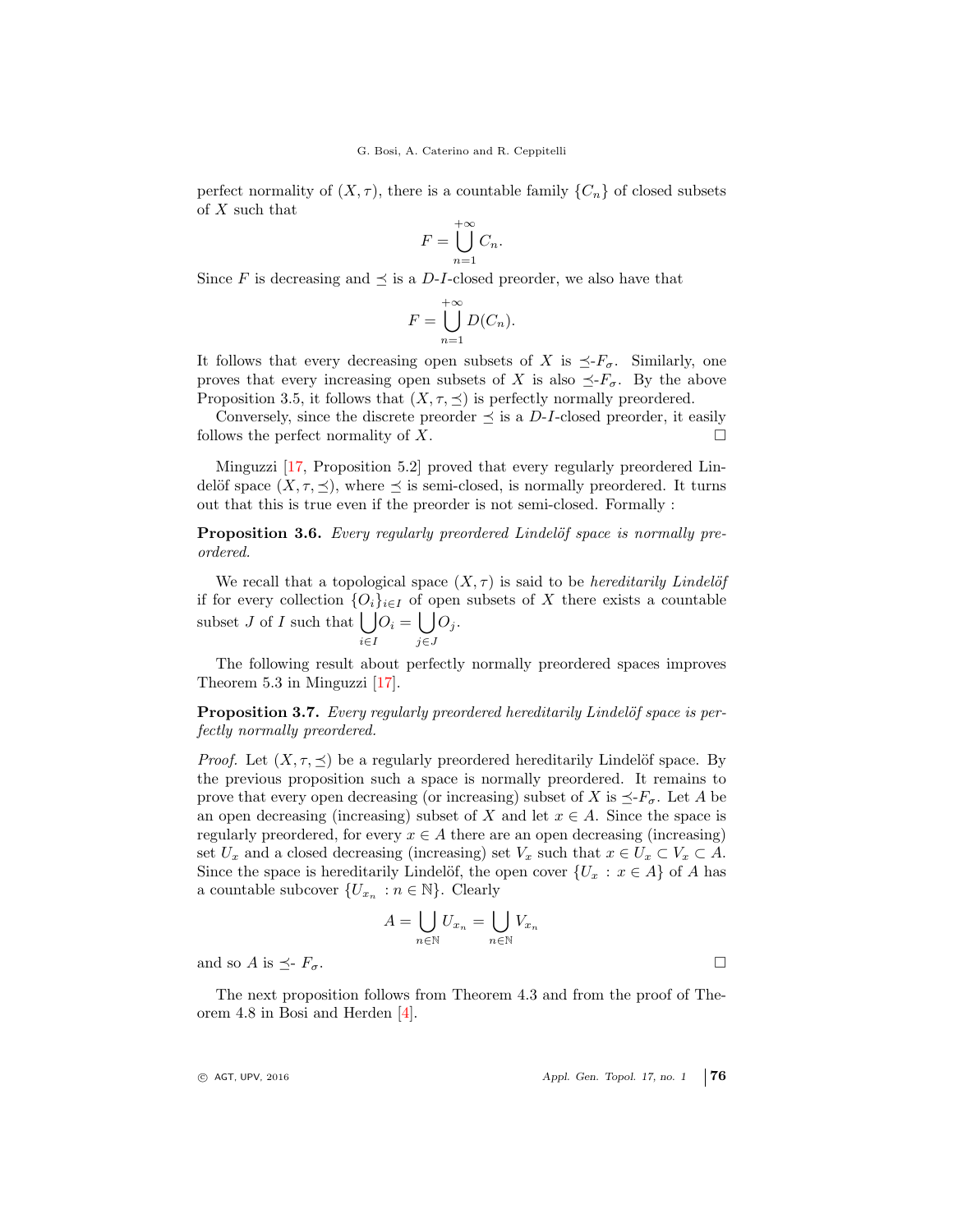perfect normality of $(X, \tau)$, there is a countable family $\{C_n\}$ of closed subsets of $X$ such that

$$F = \bigcup_{n=1}^{+\infty} C_n.$$

Since $F$ is decreasing and $\preceq$ is a $D$-$I$-closed preorder, we also have that

$$F = \bigcup_{n=1}^{+\infty} D(C_n).$$

It follows that every decreasing open subsets of $X$ is $\preceq$-$F_\sigma$. Similarly, one proves that every increasing open subsets of $X$ is also $\preceq$-$F_\sigma$. By the above Proposition 3.5, it follows that $(X, \tau, \preceq)$ is perfectly normally preordered.

Conversely, since the discrete preorder $\preceq$ is a $D$-$I$-closed preorder, it easily follows the perfect normality of $X$. □

Minguzzi [17, Proposition 5.2] proved that every regularly preordered Lindelöf space $(X, \tau, \preceq)$, where $\preceq$ is semi-closed, is normally preordered. It turns out that this is true even if the preorder is not semi-closed. Formally :

**Proposition 3.6.** *Every regularly preordered Lindelöf space is normally preordered.*

We recall that a topological space $(X, \tau)$ is said to be *hereditarily Lindelöf* if for every collection $\{O_i\}_{i \in I}$ of open subsets of $X$ there exists a countable subset $J$ of $I$ such that $\bigcup\limits_{i \in I} O_i = \bigcup\limits_{j \in J} O_j$.

The following result about perfectly normally preordered spaces improves Theorem 5.3 in Minguzzi [17].

**Proposition 3.7.** *Every regularly preordered hereditarily Lindelöf space is perfectly normally preordered.*

*Proof.* Let $(X, \tau, \preceq)$ be a regularly preordered hereditarily Lindelöf space. By the previous proposition such a space is normally preordered. It remains to prove that every open decreasing (or increasing) subset of $X$ is $\preceq$-$F_\sigma$. Let $A$ be an open decreasing (increasing) subset of $X$ and let $x \in A$. Since the space is regularly preordered, for every $x \in A$ there are an open decreasing (increasing) set $U_x$ and a closed decreasing (increasing) set $V_x$ such that $x \in U_x \subset V_x \subset A$. Since the space is hereditarily Lindelöf, the open cover $\{U_x : x \in A\}$ of $A$ has a countable subcover $\{U_{x_n} : n \in \mathbb{N}\}$. Clearly

$$A = \bigcup_{n \in \mathbb{N}} U_{x_n} = \bigcup_{n \in \mathbb{N}} V_{x_n}$$

and so $A$ is $\preceq$- $F_\sigma$. □

The next proposition follows from Theorem 4.3 and from the proof of Theorem 4.8 in Bosi and Herden [4].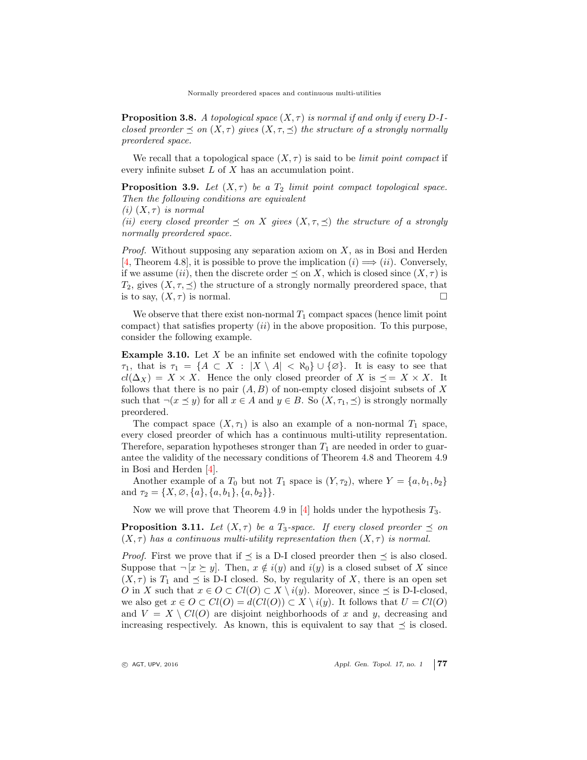**Proposition 3.8.** *A topological space $(X, \tau)$ is normal if and only if every D-I-closed preorder $\preceq$ on $(X, \tau)$ gives $(X, \tau, \preceq)$ the structure of a strongly normally preordered space.*

We recall that a topological space $(X, \tau)$ is said to be *limit point compact* if every infinite subset $L$ of $X$ has an accumulation point.

**Proposition 3.9.** *Let $(X, \tau)$ be a $T_2$ limit point compact topological space. Then the following conditions are equivalent*
*(i) $(X, \tau)$ is normal*
*(ii) every closed preorder $\preceq$ on $X$ gives $(X, \tau, \preceq)$ the structure of a strongly normally preordered space.*

*Proof.* Without supposing any separation axiom on $X$, as in Bosi and Herden [4, Theorem 4.8], it is possible to prove the implication $(i) \Longrightarrow (ii)$. Conversely, if we assume $(ii)$, then the discrete order $\preceq$ on $X$, which is closed since $(X, \tau)$ is $T_2$, gives $(X, \tau, \preceq)$ the structure of a strongly normally preordered space, that is to say, $(X, \tau)$ is normal. $\square$

We observe that there exist non-normal $T_1$ compact spaces (hence limit point compact) that satisfies property $(ii)$ in the above proposition. To this purpose, consider the following example.

**Example 3.10.** Let $X$ be an infinite set endowed with the cofinite topology $\tau_1$, that is $\tau_1 = \{A \subset X : |X \setminus A| < \aleph_0\} \cup \{\varnothing\}$. It is easy to see that $cl(\Delta_X) = X \times X$. Hence the only closed preorder of $X$ is $\preceq = X \times X$. It follows that there is no pair $(A, B)$ of non-empty closed disjoint subsets of $X$ such that $\neg(x \preceq y)$ for all $x \in A$ and $y \in B$. So $(X, \tau_1, \preceq)$ is strongly normally preordered.

The compact space $(X, \tau_1)$ is also an example of a non-normal $T_1$ space, every closed preorder of which has a continuous multi-utility representation. Therefore, separation hypotheses stronger than $T_1$ are needed in order to guarantee the validity of the necessary conditions of Theorem 4.8 and Theorem 4.9 in Bosi and Herden [4].

Another example of a $T_0$ but not $T_1$ space is $(Y, \tau_2)$, where $Y = \{a, b_1, b_2\}$ and $\tau_2 = \{X, \varnothing, \{a\}, \{a, b_1\}, \{a, b_2\}\}$.

Now we will prove that Theorem 4.9 in [4] holds under the hypothesis $T_3$.

**Proposition 3.11.** *Let $(X, \tau)$ be a $T_3$-space. If every closed preorder $\preceq$ on $(X, \tau)$ has a continuous multi-utility representation then $(X, \tau)$ is normal.*

*Proof.* First we prove that if $\preceq$ is a D-I closed preorder then $\preceq$ is also closed. Suppose that $\neg [x \succeq y]$. Then, $x \notin i(y)$ and $i(y)$ is a closed subset of $X$ since $(X, \tau)$ is $T_1$ and $\preceq$ is D-I closed. So, by regularity of $X$, there is an open set $O$ in $X$ such that $x \in O \subset Cl(O) \subset X \setminus i(y)$. Moreover, since $\preceq$ is D-I-closed, we also get $x \in O \subset Cl(O) = d(Cl(O)) \subset X \setminus i(y)$. It follows that $U = Cl(O)$ and $V = X \setminus Cl(O)$ are disjoint neighborhoods of $x$ and $y$, decreasing and increasing respectively. As known, this is equivalent to say that $\preceq$ is closed.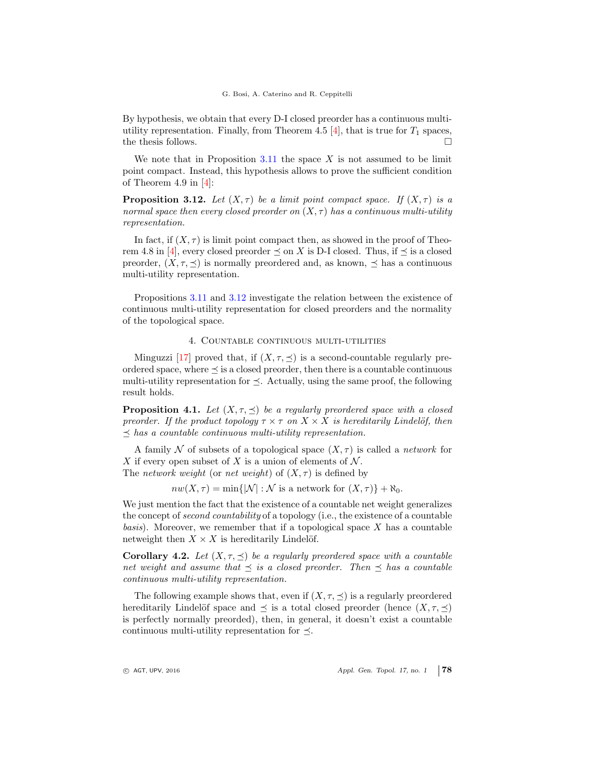By hypothesis, we obtain that every D-I closed preorder has a continuous multi-utility representation. Finally, from Theorem 4.5 [4], that is true for $T_1$ spaces, the thesis follows. □

We note that in Proposition 3.11 the space $X$ is not assumed to be limit point compact. Instead, this hypothesis allows to prove the sufficient condition of Theorem 4.9 in [4]:

**Proposition 3.12.** *Let $(X, \tau)$ be a limit point compact space. If $(X, \tau)$ is a normal space then every closed preorder on $(X, \tau)$ has a continuous multi-utility representation.*

In fact, if $(X, \tau)$ is limit point compact then, as showed in the proof of Theorem 4.8 in [4], every closed preorder $\preceq$ on $X$ is D-I closed. Thus, if $\preceq$ is a closed preorder, $(X, \tau, \preceq)$ is normally preordered and, as known, $\preceq$ has a continuous multi-utility representation.

Propositions 3.11 and 3.12 investigate the relation between the existence of continuous multi-utility representation for closed preorders and the normality of the topological space.

## 4. Countable continuous multi-utilities

Minguzzi [17] proved that, if $(X, \tau, \preceq)$ is a second-countable regularly preordered space, where $\preceq$ is a closed preorder, then there is a countable continuous multi-utility representation for $\preceq$. Actually, using the same proof, the following result holds.

**Proposition 4.1.** *Let $(X, \tau, \preceq)$ be a regularly preordered space with a closed preorder. If the product topology $\tau \times \tau$ on $X \times X$ is hereditarily Lindelöf, then $\preceq$ has a countable continuous multi-utility representation.*

A family $\mathcal{N}$ of subsets of a topological space $(X, \tau)$ is called a *network* for $X$ if every open subset of $X$ is a union of elements of $\mathcal{N}$.
The *network weight* (or *net weight*) of $(X, \tau)$ is defined by

$$nw(X, \tau) = \min\{|\mathcal{N}| : \mathcal{N} \text{ is a network for } (X, \tau)\} + \aleph_0.$$

We just mention the fact that the existence of a countable net weight generalizes the concept of *second countability* of a topology (i.e., the existence of a countable *basis*). Moreover, we remember that if a topological space $X$ has a countable netweight then $X \times X$ is hereditarily Lindelöf.

**Corollary 4.2.** *Let $(X, \tau, \preceq)$ be a regularly preordered space with a countable net weight and assume that $\preceq$ is a closed preorder. Then $\preceq$ has a countable continuous multi-utility representation.*

The following example shows that, even if $(X, \tau, \preceq)$ is a regularly preordered hereditarily Lindelöf space and $\preceq$ is a total closed preorder (hence $(X, \tau, \preceq)$ is perfectly normally preorded), then, in general, it doesn't exist a countable continuous multi-utility representation for $\preceq$.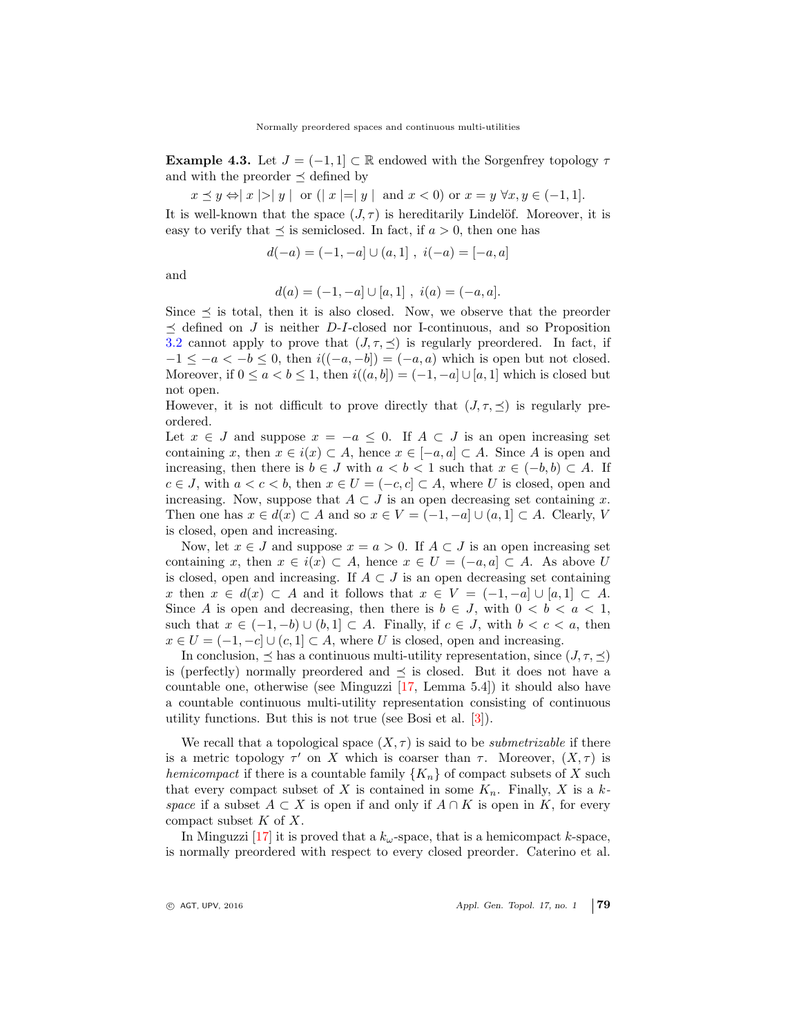**Example 4.3.** Let $J = (-1, 1] \subset \mathbb{R}$ endowed with the Sorgenfrey topology $\tau$ and with the preorder $\preceq$ defined by

$$x \preceq y \Leftrightarrow |\, x \,|>|\, y \,| \;\text{ or } (|\, x \,|=|\, y \,| \;\text{ and } x < 0) \text{ or } x = y \;\forall x, y \in (-1, 1].$$

It is well-known that the space $(J, \tau)$ is hereditarily Lindelöf. Moreover, it is easy to verify that $\preceq$ is semiclosed. In fact, if $a > 0$, then one has

$$d(-a) = (-1, -a] \cup (a, 1] \;,\; i(-a) = [-a, a]$$

and

$$d(a) = (-1, -a] \cup [a, 1] \;,\; i(a) = (-a, a].$$

Since $\preceq$ is total, then it is also closed. Now, we observe that the preorder $\preceq$ defined on $J$ is neither $D$-$I$-closed nor I-continuous, and so Proposition 3.2 cannot apply to prove that $(J, \tau, \preceq)$ is regularly preordered. In fact, if $-1 \leq -a < -b \leq 0$, then $i((-a, -b]) = (-a, a)$ which is open but not closed. Moreover, if $0 \leq a < b \leq 1$, then $i((a, b]) = (-1, -a] \cup [a, 1]$ which is closed but not open.

However, it is not difficult to prove directly that $(J, \tau, \preceq)$ is regularly preordered.

Let $x \in J$ and suppose $x = -a \leq 0$. If $A \subset J$ is an open increasing set containing $x$, then $x \in i(x) \subset A$, hence $x \in [-a, a] \subset A$. Since $A$ is open and increasing, then there is $b \in J$ with $a < b < 1$ such that $x \in (-b, b) \subset A$. If $c \in J$, with $a < c < b$, then $x \in U = (-c, c] \subset A$, where $U$ is closed, open and increasing. Now, suppose that $A \subset J$ is an open decreasing set containing $x$. Then one has $x \in d(x) \subset A$ and so $x \in V = (-1, -a] \cup (a, 1] \subset A$. Clearly, $V$ is closed, open and increasing.

Now, let $x \in J$ and suppose $x = a > 0$. If $A \subset J$ is an open increasing set containing $x$, then $x \in i(x) \subset A$, hence $x \in U = (-a, a] \subset A$. As above $U$ is closed, open and increasing. If $A \subset J$ is an open decreasing set containing $x$ then $x \in d(x) \subset A$ and it follows that $x \in V = (-1, -a] \cup [a, 1] \subset A$. Since $A$ is open and decreasing, then there is $b \in J$, with $0 < b < a < 1$, such that $x \in (-1, -b) \cup (b, 1] \subset A$. Finally, if $c \in J$, with $b < c < a$, then $x \in U = (-1, -c] \cup (c, 1] \subset A$, where $U$ is closed, open and increasing.

In conclusion, $\preceq$ has a continuous multi-utility representation, since $(J, \tau, \preceq)$ is (perfectly) normally preordered and $\preceq$ is closed. But it does not have a countable one, otherwise (see Minguzzi [17, Lemma 5.4]) it should also have a countable continuous multi-utility representation consisting of continuous utility functions. But this is not true (see Bosi et al. [3]).

We recall that a topological space $(X, \tau)$ is said to be *submetrizable* if there is a metric topology $\tau'$ on $X$ which is coarser than $\tau$. Moreover, $(X, \tau)$ is *hemicompact* if there is a countable family $\{K_n\}$ of compact subsets of $X$ such that every compact subset of $X$ is contained in some $K_n$. Finally, $X$ is a *k-space* if a subset $A \subset X$ is open if and only if $A \cap K$ is open in $K$, for every compact subset $K$ of $X$.

In Minguzzi [17] it is proved that a $k_\omega$-space, that is a hemicompact $k$-space, is normally preordered with respect to every closed preorder. Caterino et al.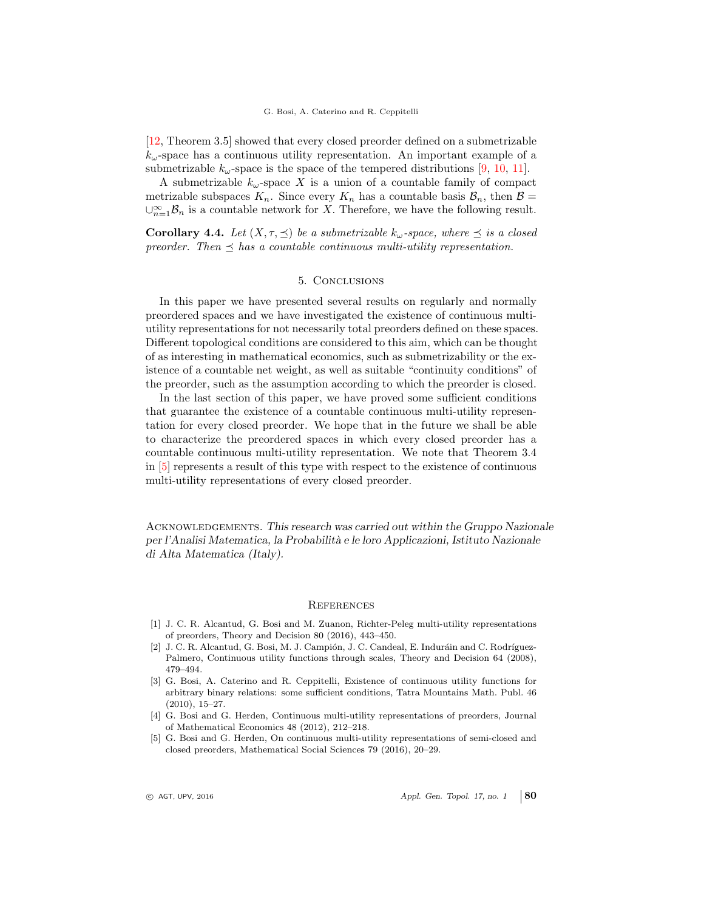[12, Theorem 3.5] showed that every closed preorder defined on a submetrizable $k_\omega$-space has a continuous utility representation. An important example of a submetrizable $k_\omega$-space is the space of the tempered distributions [9, 10, 11].

A submetrizable $k_\omega$-space $X$ is a union of a countable family of compact metrizable subspaces $K_n$. Since every $K_n$ has a countable basis $\mathcal{B}_n$, then $\mathcal{B} = \cup_{n=1}^{\infty} \mathcal{B}_n$ is a countable network for $X$. Therefore, we have the following result.

**Corollary 4.4.** *Let $(X, \tau, \preceq)$ be a submetrizable $k_\omega$-space, where $\preceq$ is a closed preorder. Then $\preceq$ has a countable continuous multi-utility representation.*

## 5. Conclusions

In this paper we have presented several results on regularly and normally preordered spaces and we have investigated the existence of continuous multi-utility representations for not necessarily total preorders defined on these spaces. Different topological conditions are considered to this aim, which can be thought of as interesting in mathematical economics, such as submetrizability or the existence of a countable net weight, as well as suitable "continuity conditions" of the preorder, such as the assumption according to which the preorder is closed.

In the last section of this paper, we have proved some sufficient conditions that guarantee the existence of a countable continuous multi-utility representation for every closed preorder. We hope that in the future we shall be able to characterize the preordered spaces in which every closed preorder has a countable continuous multi-utility representation. We note that Theorem 3.4 in [5] represents a result of this type with respect to the existence of continuous multi-utility representations of every closed preorder.

Acknowledgements. *This research was carried out within the Gruppo Nazionale per l'Analisi Matematica, la Probabilità e le loro Applicazioni, Istituto Nazionale di Alta Matematica (Italy).*

## References

[1] J. C. R. Alcantud, G. Bosi and M. Zuanon, Richter-Peleg multi-utility representations of preorders, Theory and Decision 80 (2016), 443–450.

[2] J. C. R. Alcantud, G. Bosi, M. J. Campión, J. C. Candeal, E. Induráin and C. Rodríguez-Palmero, Continuous utility functions through scales, Theory and Decision 64 (2008), 479–494.

[3] G. Bosi, A. Caterino and R. Ceppitelli, Existence of continuous utility functions for arbitrary binary relations: some sufficient conditions, Tatra Mountains Math. Publ. 46 (2010), 15–27.

[4] G. Bosi and G. Herden, Continuous multi-utility representations of preorders, Journal of Mathematical Economics 48 (2012), 212–218.

[5] G. Bosi and G. Herden, On continuous multi-utility representations of semi-closed and closed preorders, Mathematical Social Sciences 79 (2016), 20–29.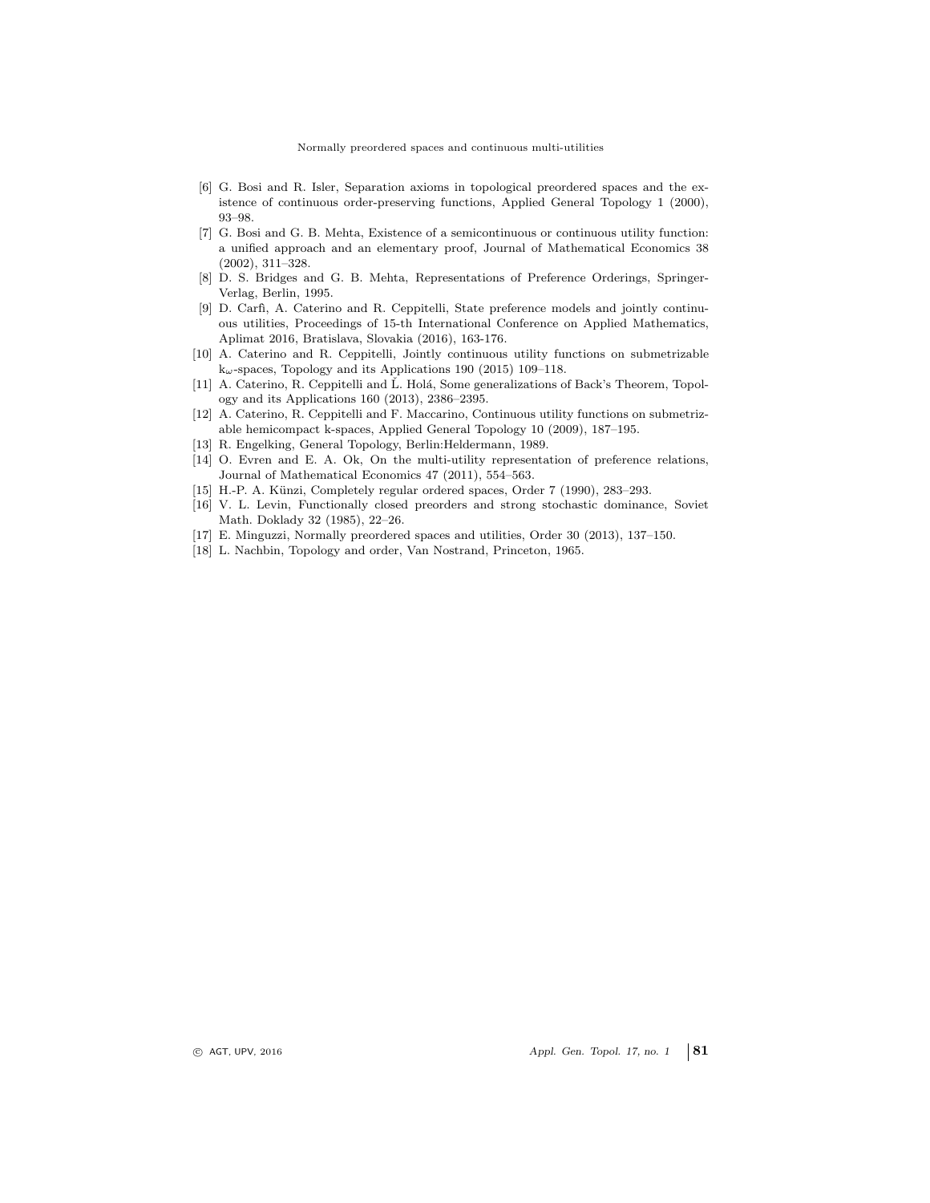[6] G. Bosi and R. Isler, Separation axioms in topological preordered spaces and the existence of continuous order-preserving functions, Applied General Topology 1 (2000), 93–98.

[7] G. Bosi and G. B. Mehta, Existence of a semicontinuous or continuous utility function: a unified approach and an elementary proof, Journal of Mathematical Economics 38 (2002), 311–328.

[8] D. S. Bridges and G. B. Mehta, Representations of Preference Orderings, Springer-Verlag, Berlin, 1995.

[9] D. Carfì, A. Caterino and R. Ceppitelli, State preference models and jointly continuous utilities, Proceedings of 15-th International Conference on Applied Mathematics, Aplimat 2016, Bratislava, Slovakia (2016), 163-176.

[10] A. Caterino and R. Ceppitelli, Jointly continuous utility functions on submetrizable $k_\omega$-spaces, Topology and its Applications 190 (2015) 109–118.

[11] A. Caterino, R. Ceppitelli and Ľ. Holá, Some generalizations of Back's Theorem, Topology and its Applications 160 (2013), 2386–2395.

[12] A. Caterino, R. Ceppitelli and F. Maccarino, Continuous utility functions on submetrizable hemicompact k-spaces, Applied General Topology 10 (2009), 187–195.

[13] R. Engelking, General Topology, Berlin:Heldermann, 1989.

[14] O. Evren and E. A. Ok, On the multi-utility representation of preference relations, Journal of Mathematical Economics 47 (2011), 554–563.

[15] H.-P. A. Künzi, Completely regular ordered spaces, Order 7 (1990), 283–293.

[16] V. L. Levin, Functionally closed preorders and strong stochastic dominance, Soviet Math. Doklady 32 (1985), 22–26.

[17] E. Minguzzi, Normally preordered spaces and utilities, Order 30 (2013), 137–150.

[18] L. Nachbin, Topology and order, Van Nostrand, Princeton, 1965.